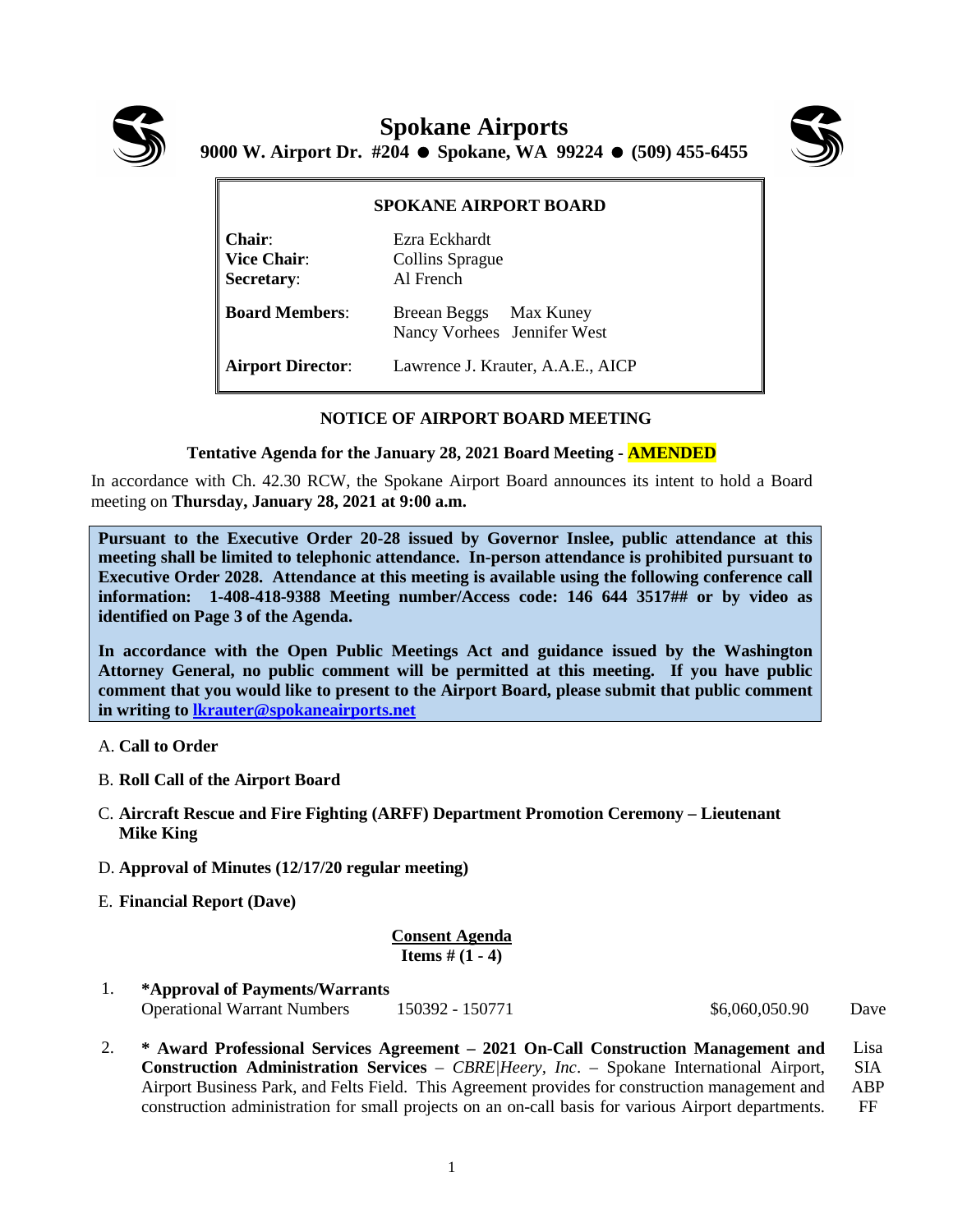# Spokane Airports

**9000 W. Airport Dr. #204 ● Spokane, WA 99224 ● (509) 455-6455**

| | |
|---|---|
| **SPOKANE AIRPORT BOARD** | |
| **Chair**: | Ezra Eckhardt |
| **Vice Chair**: | Collins Sprague |
| **Secretary**: | Al French |
| **Board Members**: | Breean Beggs Max Kuney<br>Nancy Vorhees Jennifer West |
| **Airport Director**: | Lawrence J. Krauter, A.A.E., AICP |

## NOTICE OF AIRPORT BOARD MEETING

### Tentative Agenda for the January 28, 2021 Board Meeting - AMENDED

In accordance with Ch. 42.30 RCW, the Spokane Airport Board announces its intent to hold a Board meeting on **Thursday, January 28, 2021 at 9:00 a.m.**

**Pursuant to the Executive Order 20-28 issued by Governor Inslee, public attendance at this meeting shall be limited to telephonic attendance. In-person attendance is prohibited pursuant to Executive Order 2028. Attendance at this meeting is available using the following conference call information: 1-408-418-9388 Meeting number/Access code: 146 644 3517## or by video as identified on Page 3 of the Agenda.**

**In accordance with the Open Public Meetings Act and guidance issued by the Washington Attorney General, no public comment will be permitted at this meeting. If you have public comment that you would like to present to the Airport Board, please submit that public comment in writing to lkrauter@spokaneairports.net**

A. **Call to Order**

B. **Roll Call of the Airport Board**

C. **Aircraft Rescue and Fire Fighting (ARFF) Department Promotion Ceremony – Lieutenant Mike King**

D. **Approval of Minutes (12/17/20 regular meeting)**

E. **Financial Report (Dave)**

**Consent Agenda**
**Items # (1 - 4)**

1. **\*Approval of Payments/Warrants**
   Operational Warrant Numbers 150392 - 150771 $6,060,050.90 Dave

2. **\* Award Professional Services Agreement – 2021 On-Call Construction Management and Construction Administration Services** – *CBRE|Heery, Inc*. – Spokane International Airport, Airport Business Park, and Felts Field. This Agreement provides for construction management and construction administration for small projects on an on-call basis for various Airport departments. Lisa SIA ABP FF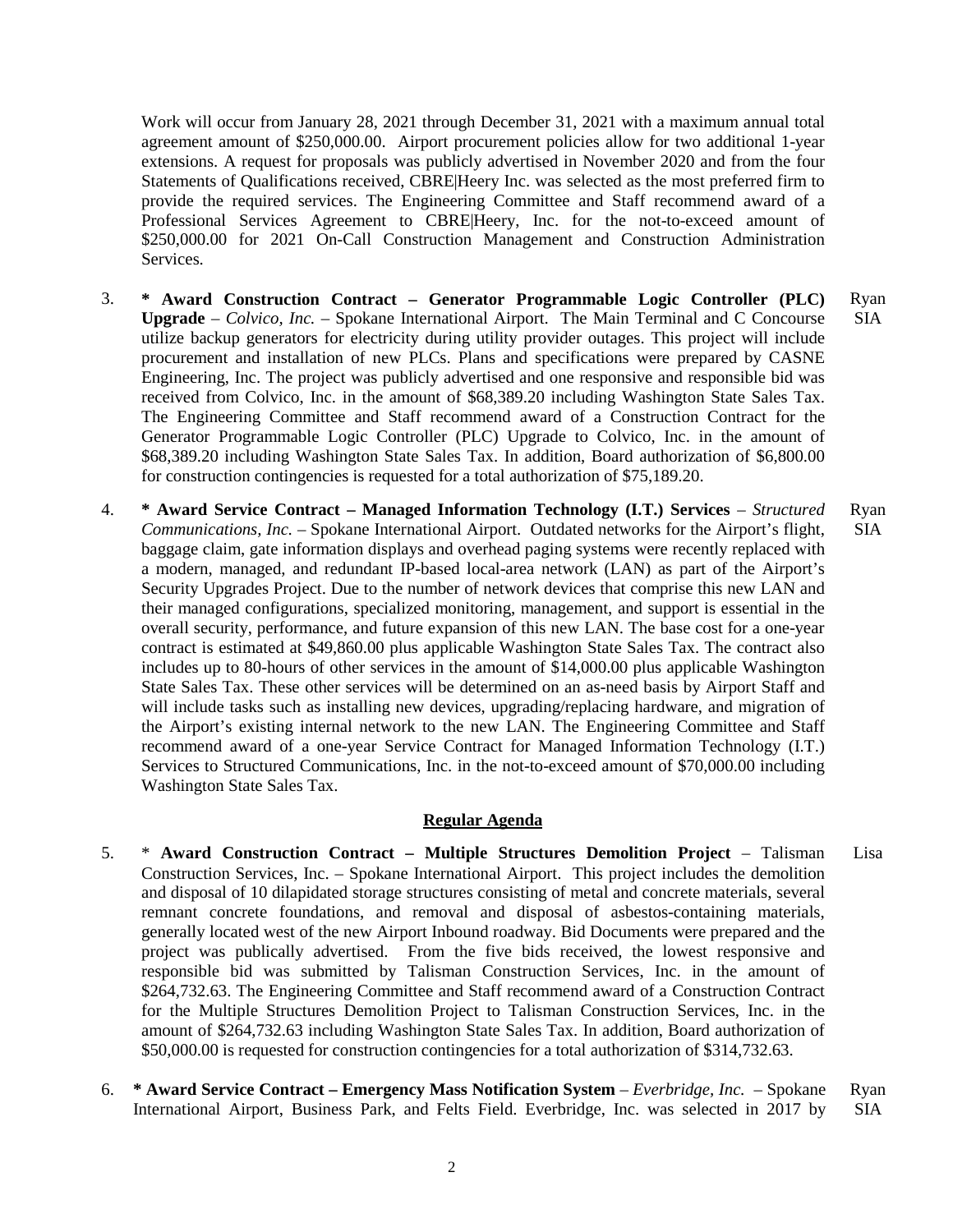Work will occur from January 28, 2021 through December 31, 2021 with a maximum annual total agreement amount of $250,000.00. Airport procurement policies allow for two additional 1-year extensions. A request for proposals was publicly advertised in November 2020 and from the four Statements of Qualifications received, CBRE|Heery Inc. was selected as the most preferred firm to provide the required services. The Engineering Committee and Staff recommend award of a Professional Services Agreement to CBRE|Heery, Inc. for the not-to-exceed amount of $250,000.00 for 2021 On-Call Construction Management and Construction Administration Services.

3. **\* Award Construction Contract – Generator Programmable Logic Controller (PLC) Upgrade** – *Colvico, Inc.* – Spokane International Airport. The Main Terminal and C Concourse utilize backup generators for electricity during utility provider outages. This project will include procurement and installation of new PLCs. Plans and specifications were prepared by CASNE Engineering, Inc. The project was publicly advertised and one responsive and responsible bid was received from Colvico, Inc. in the amount of $68,389.20 including Washington State Sales Tax. The Engineering Committee and Staff recommend award of a Construction Contract for the Generator Programmable Logic Controller (PLC) Upgrade to Colvico, Inc. in the amount of $68,389.20 including Washington State Sales Tax. In addition, Board authorization of $6,800.00 for construction contingencies is requested for a total authorization of $75,189.20. — Ryan SIA

4. **\* Award Service Contract – Managed Information Technology (I.T.) Services** – *Structured Communications, Inc.* – Spokane International Airport. Outdated networks for the Airport's flight, baggage claim, gate information displays and overhead paging systems were recently replaced with a modern, managed, and redundant IP-based local-area network (LAN) as part of the Airport's Security Upgrades Project. Due to the number of network devices that comprise this new LAN and their managed configurations, specialized monitoring, management, and support is essential in the overall security, performance, and future expansion of this new LAN. The base cost for a one-year contract is estimated at $49,860.00 plus applicable Washington State Sales Tax. The contract also includes up to 80-hours of other services in the amount of $14,000.00 plus applicable Washington State Sales Tax. These other services will be determined on an as-need basis by Airport Staff and will include tasks such as installing new devices, upgrading/replacing hardware, and migration of the Airport's existing internal network to the new LAN. The Engineering Committee and Staff recommend award of a one-year Service Contract for Managed Information Technology (I.T.) Services to Structured Communications, Inc. in the not-to-exceed amount of $70,000.00 including Washington State Sales Tax. — Ryan SIA

## Regular Agenda

5. \* **Award Construction Contract – Multiple Structures Demolition Project** – Talisman Construction Services, Inc. – Spokane International Airport. This project includes the demolition and disposal of 10 dilapidated storage structures consisting of metal and concrete materials, several remnant concrete foundations, and removal and disposal of asbestos-containing materials, generally located west of the new Airport Inbound roadway. Bid Documents were prepared and the project was publically advertised. From the five bids received, the lowest responsive and responsible bid was submitted by Talisman Construction Services, Inc. in the amount of $264,732.63. The Engineering Committee and Staff recommend award of a Construction Contract for the Multiple Structures Demolition Project to Talisman Construction Services, Inc. in the amount of $264,732.63 including Washington State Sales Tax. In addition, Board authorization of $50,000.00 is requested for construction contingencies for a total authorization of $314,732.63. — Lisa

6. **\* Award Service Contract – Emergency Mass Notification System** – *Everbridge, Inc.* – Spokane International Airport, Business Park, and Felts Field. Everbridge, Inc. was selected in 2017 by — Ryan SIA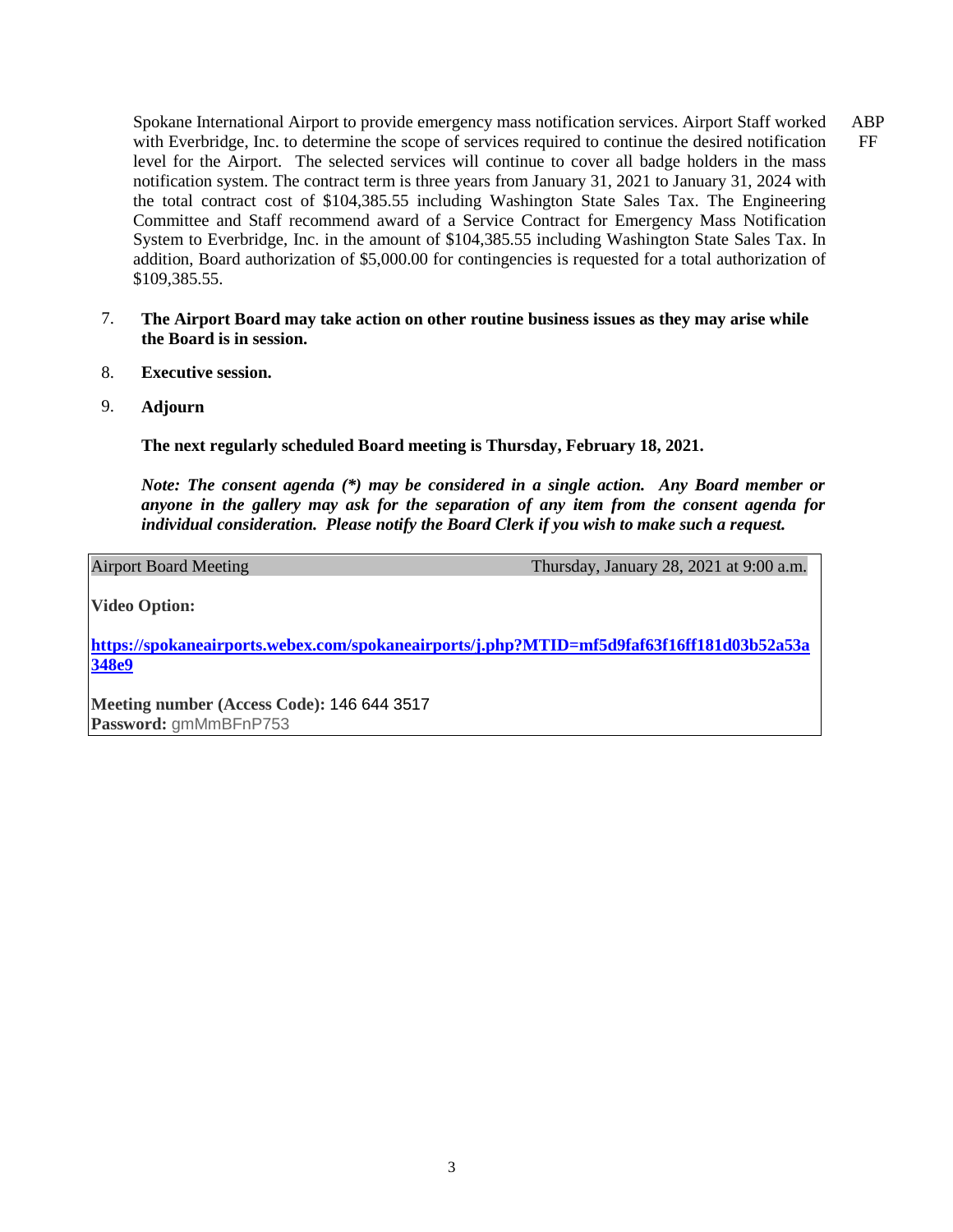Spokane International Airport to provide emergency mass notification services. Airport Staff worked with Everbridge, Inc. to determine the scope of services required to continue the desired notification level for the Airport. The selected services will continue to cover all badge holders in the mass notification system. The contract term is three years from January 31, 2021 to January 31, 2024 with the total contract cost of $104,385.55 including Washington State Sales Tax. The Engineering Committee and Staff recommend award of a Service Contract for Emergency Mass Notification System to Everbridge, Inc. in the amount of $104,385.55 including Washington State Sales Tax. In addition, Board authorization of $5,000.00 for contingencies is requested for a total authorization of $109,385.55. ABP FF

7. **The Airport Board may take action on other routine business issues as they may arise while the Board is in session.**

8. **Executive session.**

9. **Adjourn**

**The next regularly scheduled Board meeting is Thursday, February 18, 2021.**

***Note: The consent agenda (*) may be considered in a single action. Any Board member or anyone in the gallery may ask for the separation of any item from the consent agenda for individual consideration. Please notify the Board Clerk if you wish to make such a request.***

| Airport Board Meeting | Thursday, January 28, 2021 at 9:00 a.m. |
|---|---|

**Video Option:**

**https://spokaneairports.webex.com/spokaneairports/j.php?MTID=mf5d9faf63f16ff181d03b52a53a348e9**

**Meeting number (Access Code):** 146 644 3517
**Password:** gmMmBFnP753